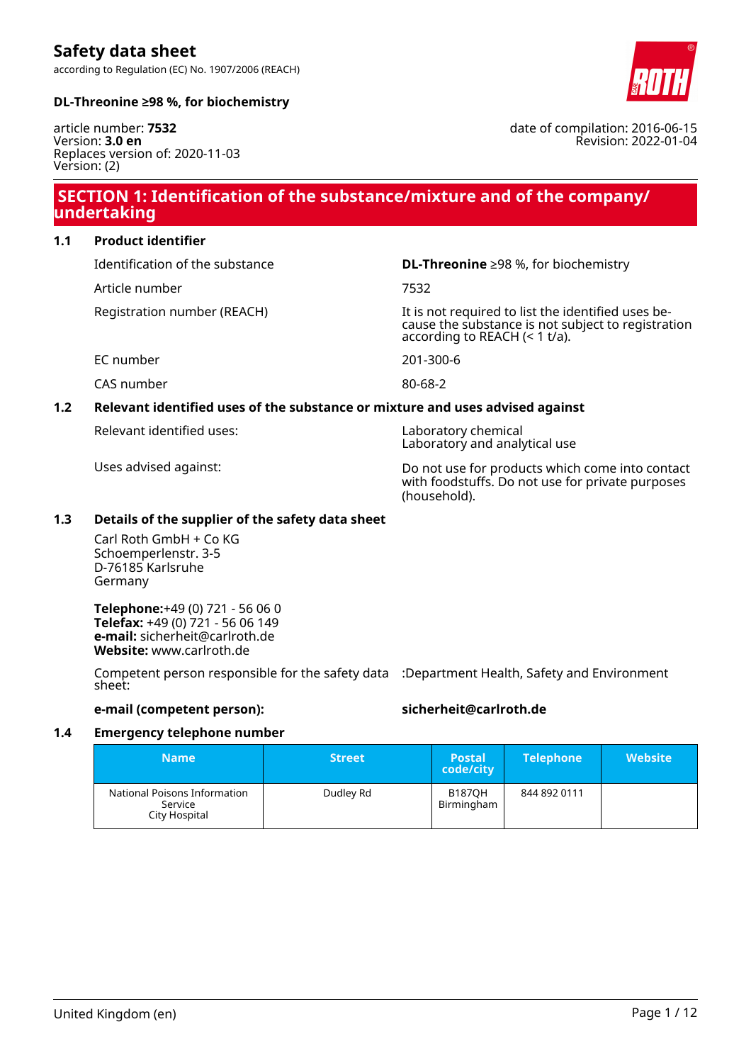# Safety data sheet

according to Regulation (EC) No. 1907/2006 (REACH)

**DL-Threonine ≥98 %, for biochemistry**

article number: **7532**
Version: **3.0 en**
Replaces version of: 2020-11-03
Version: (2)

date of compilation: 2016-06-15
Revision: 2022-01-04

## SECTION 1: Identification of the substance/mixture and of the company/undertaking

### 1.1 Product identifier

| | |
|---|---|
| Identification of the substance | **DL-Threonine** ≥98 %, for biochemistry |
| Article number | 7532 |
| Registration number (REACH) | It is not required to list the identified uses because the substance is not subject to registration according to REACH (< 1 t/a). |
| EC number | 201-300-6 |
| CAS number | 80-68-2 |

### 1.2 Relevant identified uses of the substance or mixture and uses advised against

| | |
|---|---|
| Relevant identified uses: | Laboratory chemical<br>Laboratory and analytical use |
| Uses advised against: | Do not use for products which come into contact with foodstuffs. Do not use for private purposes (household). |

### 1.3 Details of the supplier of the safety data sheet

Carl Roth GmbH + Co KG
Schoemperlenstr. 3-5
D-76185 Karlsruhe
Germany

**Telephone:**+49 (0) 721 - 56 06 0
**Telefax:** +49 (0) 721 - 56 06 149
**e-mail:** sicherheit@carlroth.de
**Website:** www.carlroth.de

Competent person responsible for the safety data sheet: :Department Health, Safety and Environment

**e-mail (competent person):** **sicherheit@carlroth.de**

### 1.4 Emergency telephone number

| Name | Street | Postal code/city | Telephone | Website |
|---|---|---|---|---|
| National Poisons Information Service<br>City Hospital | Dudley Rd | B187QH Birmingham | 844 892 0111 | |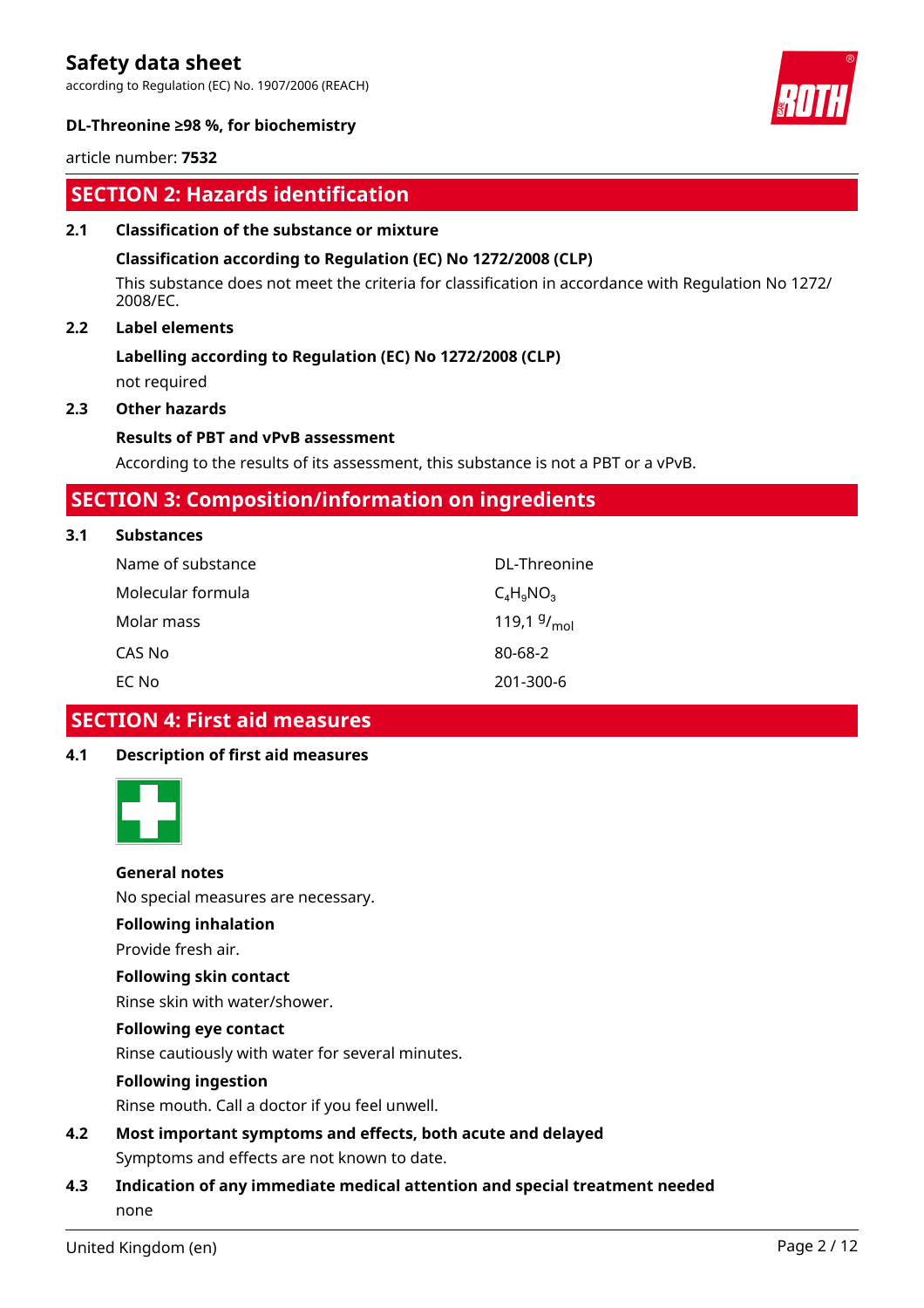## SECTION 2: Hazards identification

### 2.1 Classification of the substance or mixture

**Classification according to Regulation (EC) No 1272/2008 (CLP)**

This substance does not meet the criteria for classification in accordance with Regulation No 1272/2008/EC.

### 2.2 Label elements

**Labelling according to Regulation (EC) No 1272/2008 (CLP)**

not required

### 2.3 Other hazards

**Results of PBT and vPvB assessment**

According to the results of its assessment, this substance is not a PBT or a vPvB.

## SECTION 3: Composition/information on ingredients

### 3.1 Substances

| | |
|---|---|
| Name of substance | DL-Threonine |
| Molecular formula | $C_4H_9NO_3$ |
| Molar mass | 119,1 $^{g}/_{mol}$ |
| CAS No | 80-68-2 |
| EC No | 201-300-6 |

## SECTION 4: First aid measures

### 4.1 Description of first aid measures

**General notes**

No special measures are necessary.

**Following inhalation**

Provide fresh air.

**Following skin contact**

Rinse skin with water/shower.

**Following eye contact**

Rinse cautiously with water for several minutes.

**Following ingestion**

Rinse mouth. Call a doctor if you feel unwell.

### 4.2 Most important symptoms and effects, both acute and delayed

Symptoms and effects are not known to date.

### 4.3 Indication of any immediate medical attention and special treatment needed

none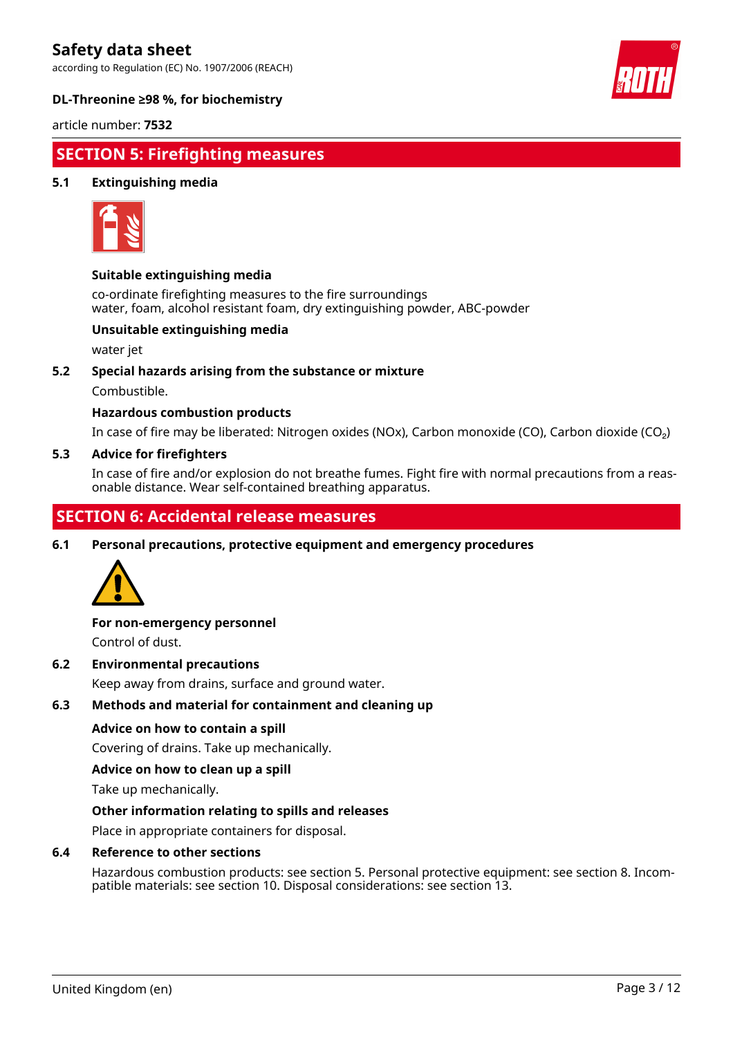## SECTION 5: Firefighting measures

### 5.1 Extinguishing media

**Suitable extinguishing media**

co-ordinate firefighting measures to the fire surroundings
water, foam, alcohol resistant foam, dry extinguishing powder, ABC-powder

**Unsuitable extinguishing media**

water jet

### 5.2 Special hazards arising from the substance or mixture

Combustible.

**Hazardous combustion products**

In case of fire may be liberated: Nitrogen oxides (NOx), Carbon monoxide (CO), Carbon dioxide ($CO_2$)

### 5.3 Advice for firefighters

In case of fire and/or explosion do not breathe fumes. Fight fire with normal precautions from a reasonable distance. Wear self-contained breathing apparatus.

## SECTION 6: Accidental release measures

### 6.1 Personal precautions, protective equipment and emergency procedures

**For non-emergency personnel**

Control of dust.

### 6.2 Environmental precautions

Keep away from drains, surface and ground water.

### 6.3 Methods and material for containment and cleaning up

**Advice on how to contain a spill**

Covering of drains. Take up mechanically.

**Advice on how to clean up a spill**

Take up mechanically.

**Other information relating to spills and releases**

Place in appropriate containers for disposal.

### 6.4 Reference to other sections

Hazardous combustion products: see section 5. Personal protective equipment: see section 8. Incompatible materials: see section 10. Disposal considerations: see section 13.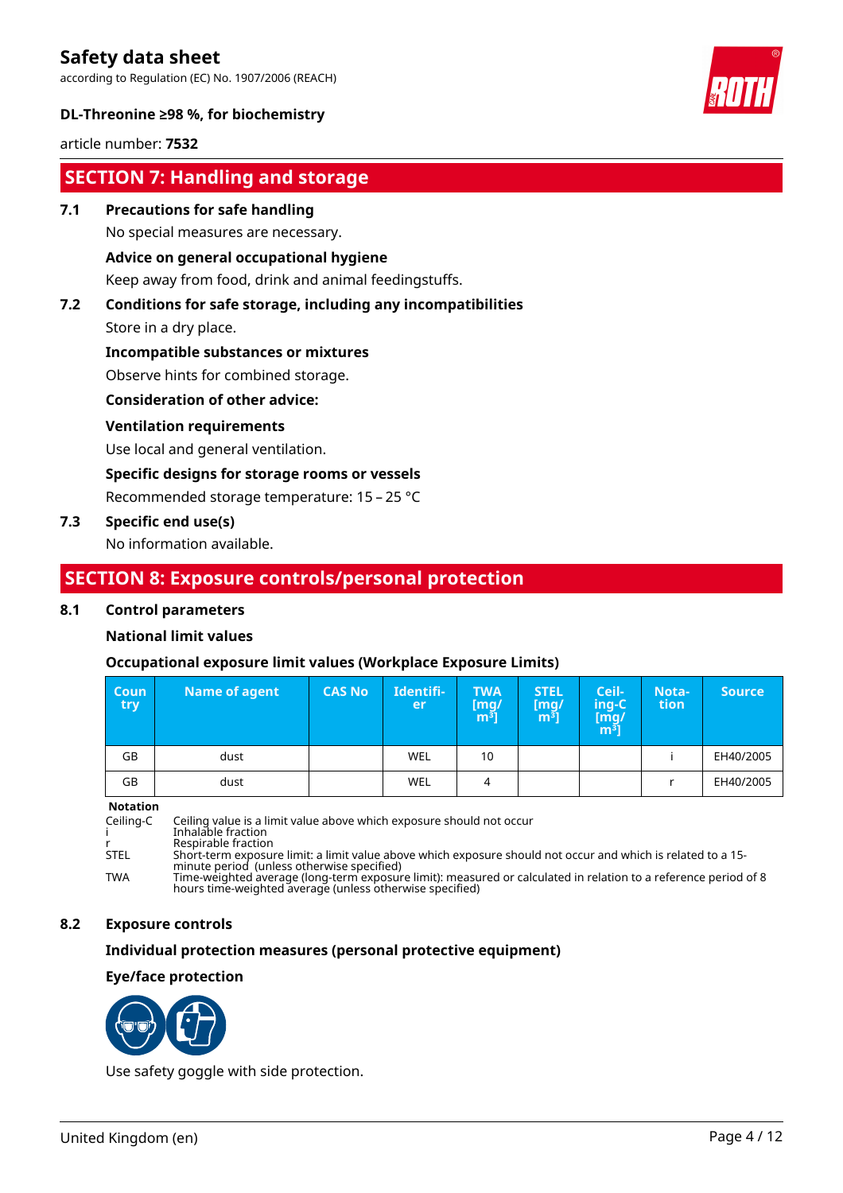## SECTION 7: Handling and storage

### 7.1 Precautions for safe handling

No special measures are necessary.

**Advice on general occupational hygiene**

Keep away from food, drink and animal feedingstuffs.

### 7.2 Conditions for safe storage, including any incompatibilities

Store in a dry place.

**Incompatible substances or mixtures**

Observe hints for combined storage.

**Consideration of other advice:**

**Ventilation requirements**

Use local and general ventilation.

**Specific designs for storage rooms or vessels**

Recommended storage temperature: 15 – 25 °C

### 7.3 Specific end use(s)

No information available.

## SECTION 8: Exposure controls/personal protection

### 8.1 Control parameters

**National limit values**

**Occupational exposure limit values (Workplace Exposure Limits)**

| Country | Name of agent | CAS No | Identifier | TWA [mg/m³] | STEL [mg/m³] | Ceiling-C [mg/m³] | Notation | Source |
|---|---|---|---|---|---|---|---|---|
| GB | dust | | WEL | 10 | | | i | EH40/2005 |
| GB | dust | | WEL | 4 | | | r | EH40/2005 |

**Notation**

- Ceiling-C: Ceiling value is a limit value above which exposure should not occur
- i: Inhalable fraction
- r: Respirable fraction
- STEL: Short-term exposure limit: a limit value above which exposure should not occur and which is related to a 15-minute period (unless otherwise specified)
- TWA: Time-weighted average (long-term exposure limit): measured or calculated in relation to a reference period of 8 hours time-weighted average (unless otherwise specified)

### 8.2 Exposure controls

**Individual protection measures (personal protective equipment)**

**Eye/face protection**

Use safety goggle with side protection.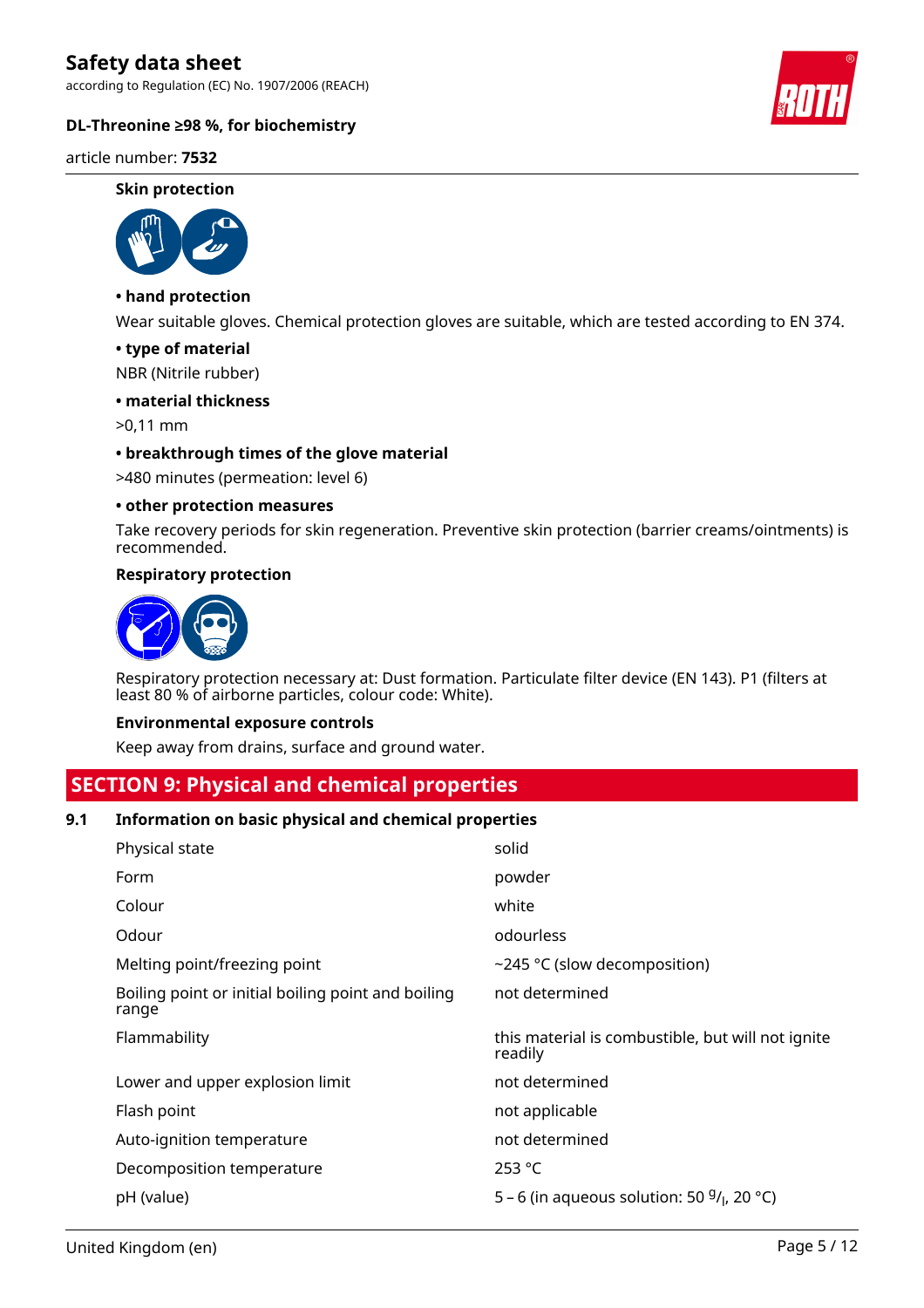#### Skin protection

**• hand protection**

Wear suitable gloves. Chemical protection gloves are suitable, which are tested according to EN 374.

**• type of material**

NBR (Nitrile rubber)

**• material thickness**

>0,11 mm

**• breakthrough times of the glove material**

>480 minutes (permeation: level 6)

**• other protection measures**

Take recovery periods for skin regeneration. Preventive skin protection (barrier creams/ointments) is recommended.

#### Respiratory protection

Respiratory protection necessary at: Dust formation. Particulate filter device (EN 143). P1 (filters at least 80 % of airborne particles, colour code: White).

#### Environmental exposure controls

Keep away from drains, surface and ground water.

## SECTION 9: Physical and chemical properties

### 9.1 Information on basic physical and chemical properties

| | |
|---|---|
| Physical state | solid |
| Form | powder |
| Colour | white |
| Odour | odourless |
| Melting point/freezing point | ~245 °C (slow decomposition) |
| Boiling point or initial boiling point and boiling range | not determined |
| Flammability | this material is combustible, but will not ignite readily |
| Lower and upper explosion limit | not determined |
| Flash point | not applicable |
| Auto-ignition temperature | not determined |
| Decomposition temperature | 253 °C |
| pH (value) | 5 – 6 (in aqueous solution: 50 $^{g}/_{l}$, 20 °C) |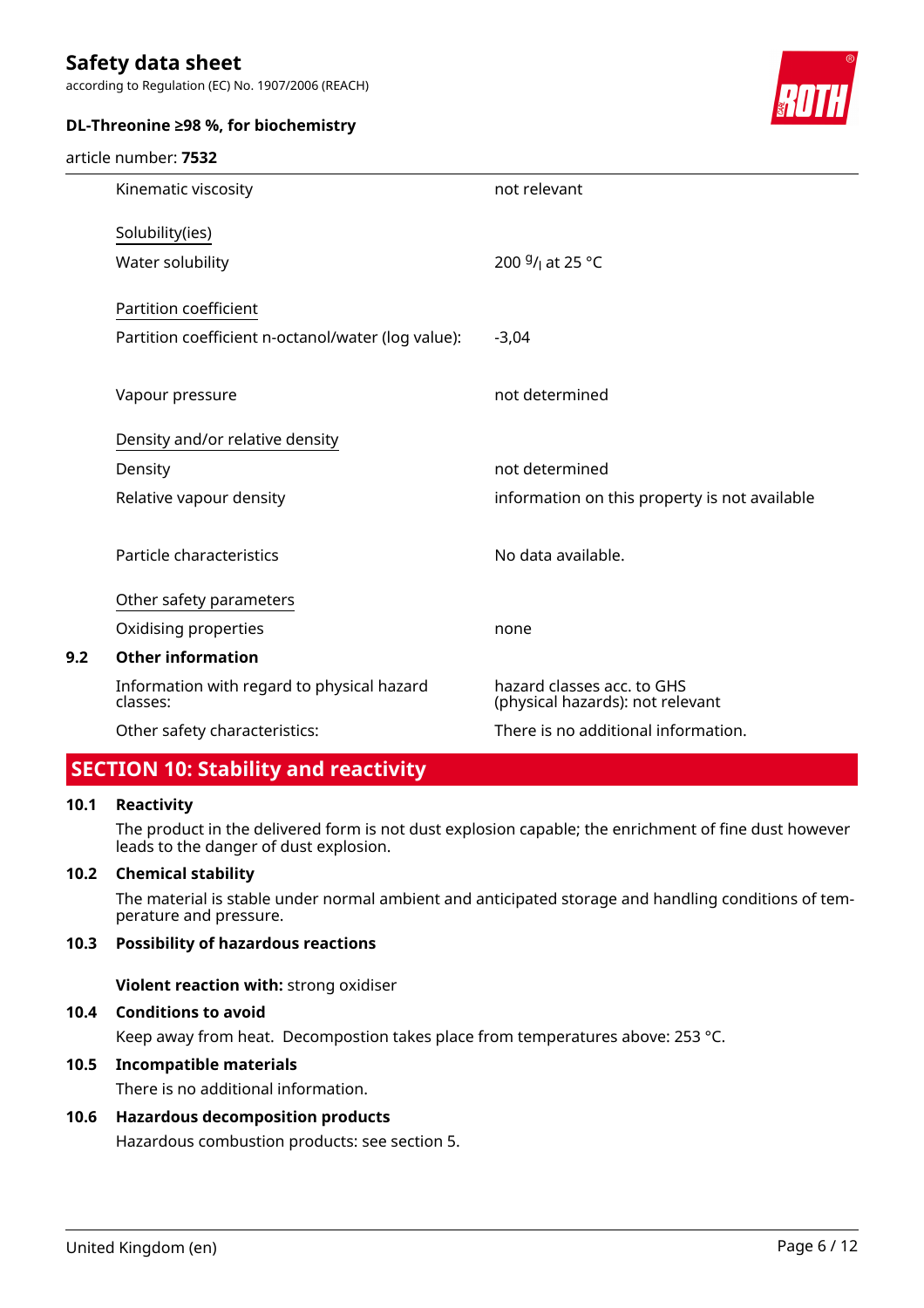| | |
|---|---|
| Kinematic viscosity | not relevant |
| Solubility(ies) | |
| Water solubility | 200 $^{g}/_{l}$ at 25 °C |
| Partition coefficient | |
| Partition coefficient n-octanol/water (log value): | -3,04 |
| Vapour pressure | not determined |
| Density and/or relative density | |
| Density | not determined |
| Relative vapour density | information on this property is not available |
| Particle characteristics | No data available. |
| Other safety parameters | |
| Oxidising properties | none |

### 9.2 Other information

| | |
|---|---|
| Information with regard to physical hazard classes: | hazard classes acc. to GHS (physical hazards): not relevant |
| Other safety characteristics: | There is no additional information. |

## SECTION 10: Stability and reactivity

### 10.1 Reactivity

The product in the delivered form is not dust explosion capable; the enrichment of fine dust however leads to the danger of dust explosion.

### 10.2 Chemical stability

The material is stable under normal ambient and anticipated storage and handling conditions of temperature and pressure.

### 10.3 Possibility of hazardous reactions

**Violent reaction with:** strong oxidiser

### 10.4 Conditions to avoid

Keep away from heat. Decompostion takes place from temperatures above: 253 °C.

### 10.5 Incompatible materials

There is no additional information.

### 10.6 Hazardous decomposition products

Hazardous combustion products: see section 5.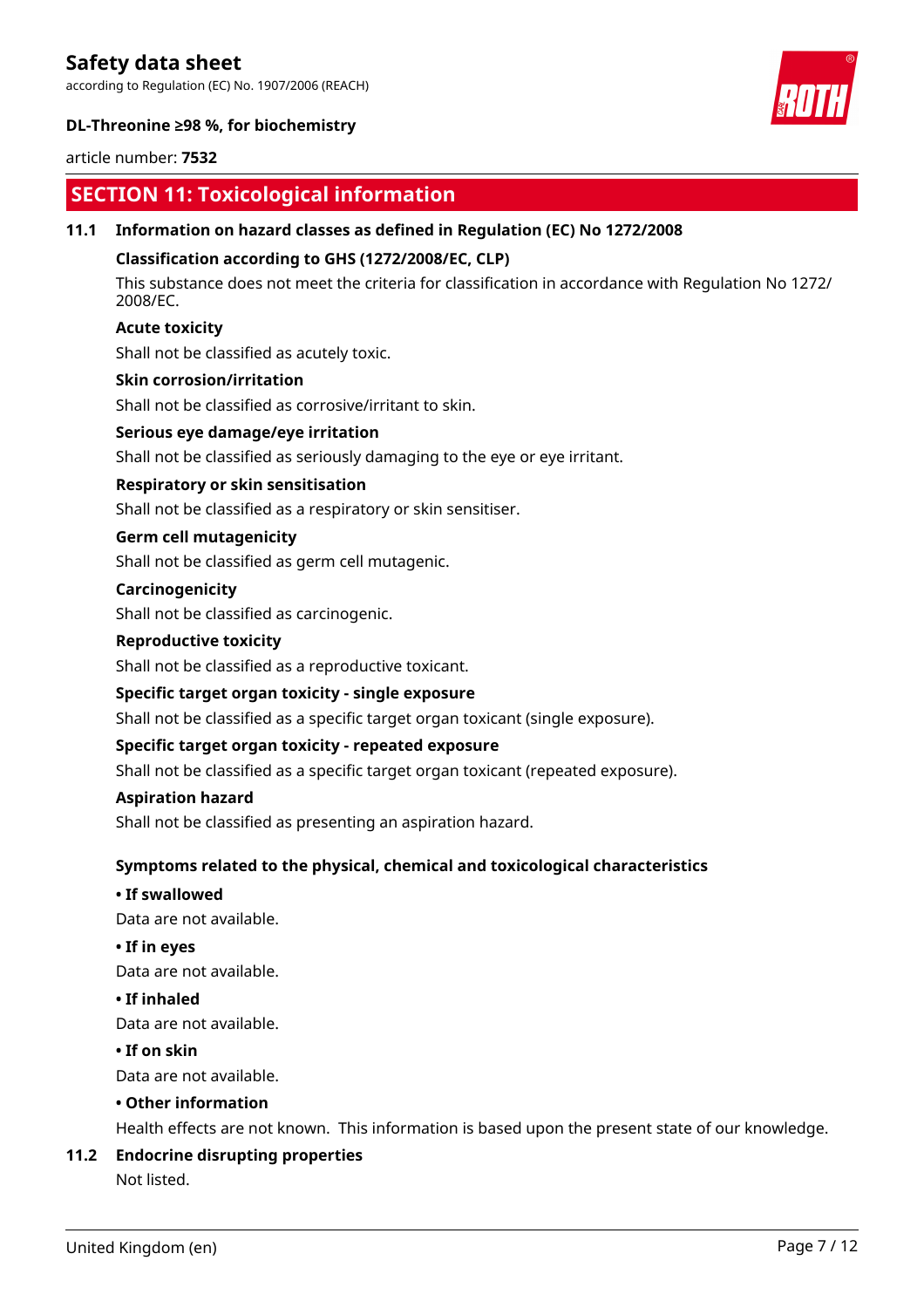## SECTION 11: Toxicological information

### 11.1 Information on hazard classes as defined in Regulation (EC) No 1272/2008

**Classification according to GHS (1272/2008/EC, CLP)**

This substance does not meet the criteria for classification in accordance with Regulation No 1272/2008/EC.

**Acute toxicity**

Shall not be classified as acutely toxic.

**Skin corrosion/irritation**

Shall not be classified as corrosive/irritant to skin.

**Serious eye damage/eye irritation**

Shall not be classified as seriously damaging to the eye or eye irritant.

**Respiratory or skin sensitisation**

Shall not be classified as a respiratory or skin sensitiser.

**Germ cell mutagenicity**

Shall not be classified as germ cell mutagenic.

**Carcinogenicity**

Shall not be classified as carcinogenic.

**Reproductive toxicity**

Shall not be classified as a reproductive toxicant.

**Specific target organ toxicity - single exposure**

Shall not be classified as a specific target organ toxicant (single exposure).

**Specific target organ toxicity - repeated exposure**

Shall not be classified as a specific target organ toxicant (repeated exposure).

**Aspiration hazard**

Shall not be classified as presenting an aspiration hazard.

**Symptoms related to the physical, chemical and toxicological characteristics**

**• If swallowed**

Data are not available.

**• If in eyes**

Data are not available.

**• If inhaled**

Data are not available.

**• If on skin**

Data are not available.

**• Other information**

Health effects are not known. This information is based upon the present state of our knowledge.

### 11.2 Endocrine disrupting properties

Not listed.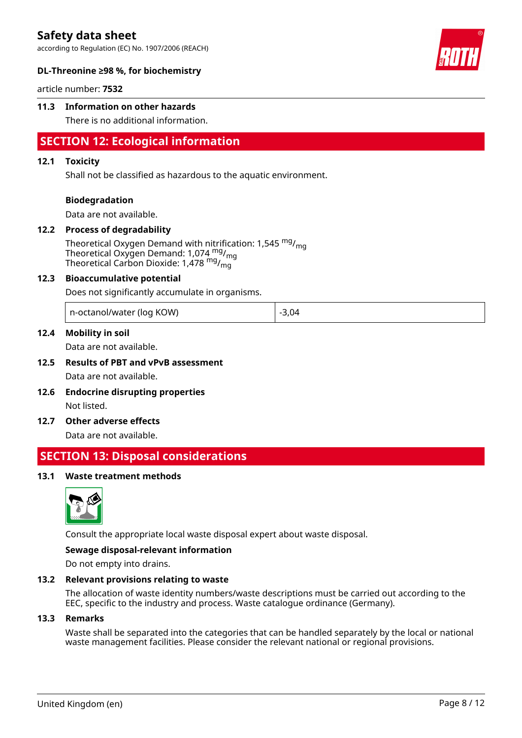### 11.3 Information on other hazards

There is no additional information.

## SECTION 12: Ecological information

### 12.1 Toxicity

Shall not be classified as hazardous to the aquatic environment.

**Biodegradation**

Data are not available.

### 12.2 Process of degradability

Theoretical Oxygen Demand with nitrification: 1,545 $^{mg}/_{mg}$
Theoretical Oxygen Demand: 1,074 $^{mg}/_{mg}$
Theoretical Carbon Dioxide: 1,478 $^{mg}/_{mg}$

### 12.3 Bioaccumulative potential

Does not significantly accumulate in organisms.

| | |
|---|---|
| n-octanol/water (log KOW) | -3,04 |

### 12.4 Mobility in soil

Data are not available.

### 12.5 Results of PBT and vPvB assessment

Data are not available.

### 12.6 Endocrine disrupting properties

Not listed.

### 12.7 Other adverse effects

Data are not available.

## SECTION 13: Disposal considerations

### 13.1 Waste treatment methods

Consult the appropriate local waste disposal expert about waste disposal.

**Sewage disposal-relevant information**

Do not empty into drains.

### 13.2 Relevant provisions relating to waste

The allocation of waste identity numbers/waste descriptions must be carried out according to the EEC, specific to the industry and process. Waste catalogue ordinance (Germany).

### 13.3 Remarks

Waste shall be separated into the categories that can be handled separately by the local or national waste management facilities. Please consider the relevant national or regional provisions.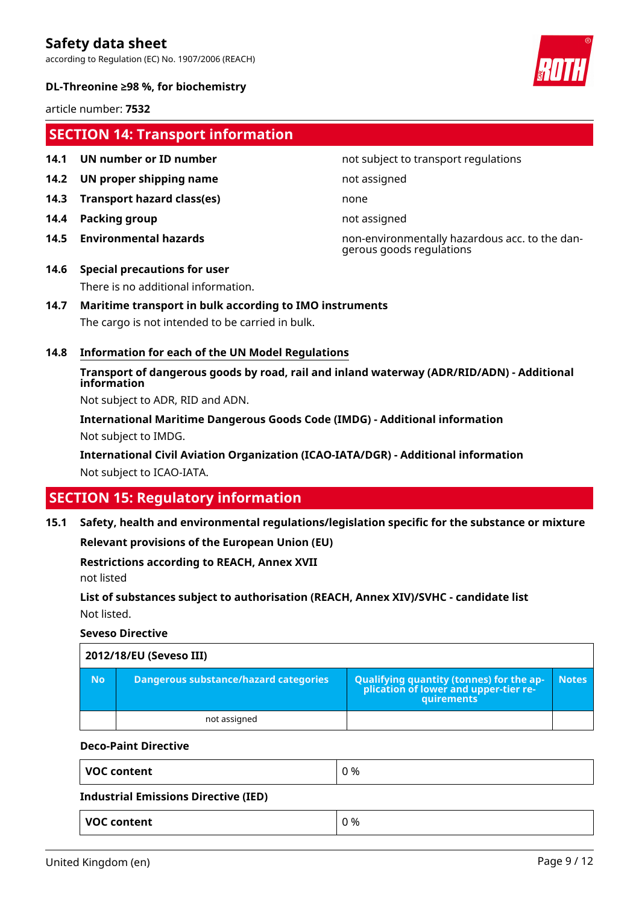## SECTION 14: Transport information

| | | |
|---|---|---|
| **14.1** | **UN number or ID number** | not subject to transport regulations |
| **14.2** | **UN proper shipping name** | not assigned |
| **14.3** | **Transport hazard class(es)** | none |
| **14.4** | **Packing group** | not assigned |
| **14.5** | **Environmental hazards** | non-environmentally hazardous acc. to the dangerous goods regulations |

**14.6 Special precautions for user**

There is no additional information.

**14.7 Maritime transport in bulk according to IMO instruments**

The cargo is not intended to be carried in bulk.

**14.8 Information for each of the UN Model Regulations**

**Transport of dangerous goods by road, rail and inland waterway (ADR/RID/ADN) - Additional information**

Not subject to ADR, RID and ADN.

**International Maritime Dangerous Goods Code (IMDG) - Additional information**

Not subject to IMDG.

**International Civil Aviation Organization (ICAO-IATA/DGR) - Additional information**

Not subject to ICAO-IATA.

## SECTION 15: Regulatory information

**15.1 Safety, health and environmental regulations/legislation specific for the substance or mixture**

**Relevant provisions of the European Union (EU)**

**Restrictions according to REACH, Annex XVII**

not listed

**List of substances subject to authorisation (REACH, Annex XIV)/SVHC - candidate list**

Not listed.

**Seveso Directive**

| 2012/18/EU (Seveso III) | | | |
|---|---|---|---|
| **No** | **Dangerous substance/hazard categories** | **Qualifying quantity (tonnes) for the application of lower and upper-tier requirements** | **Notes** |
| | not assigned | | |

**Deco-Paint Directive**

| | |
|---|---|
| **VOC content** | 0 % |

**Industrial Emissions Directive (IED)**

| | |
|---|---|
| **VOC content** | 0 % |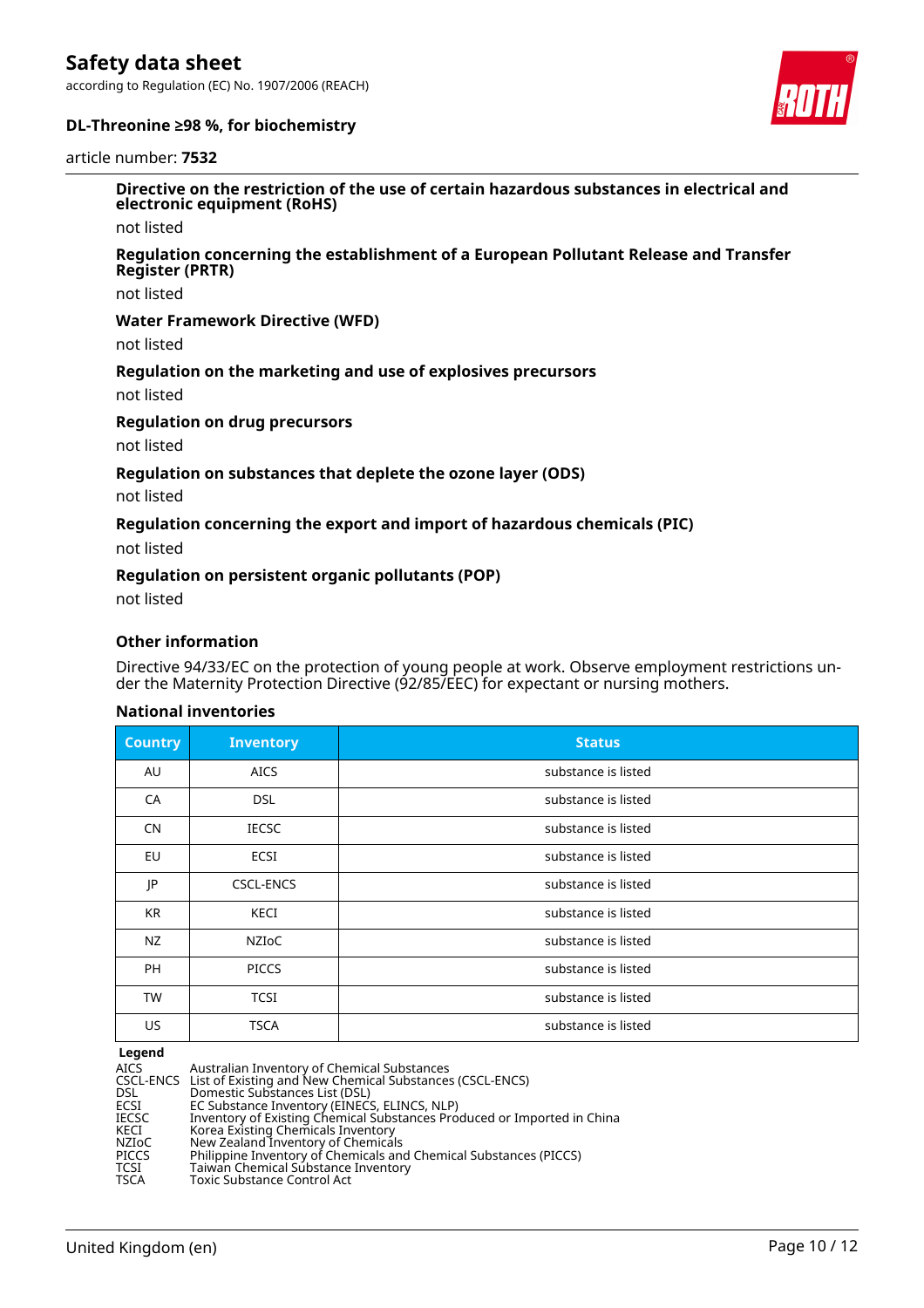#### Directive on the restriction of the use of certain hazardous substances in electrical and electronic equipment (RoHS)

not listed

#### Regulation concerning the establishment of a European Pollutant Release and Transfer Register (PRTR)

not listed

#### Water Framework Directive (WFD)

not listed

#### Regulation on the marketing and use of explosives precursors

not listed

#### Regulation on drug precursors

not listed

#### Regulation on substances that deplete the ozone layer (ODS)

not listed

#### Regulation concerning the export and import of hazardous chemicals (PIC)

not listed

#### Regulation on persistent organic pollutants (POP)

not listed

### Other information

Directive 94/33/EC on the protection of young people at work. Observe employment restrictions under the Maternity Protection Directive (92/85/EEC) for expectant or nursing mothers.

#### National inventories

| Country | Inventory | Status |
|---|---|---|
| AU | AICS | substance is listed |
| CA | DSL | substance is listed |
| CN | IECSC | substance is listed |
| EU | ECSI | substance is listed |
| JP | CSCL-ENCS | substance is listed |
| KR | KECI | substance is listed |
| NZ | NZIoC | substance is listed |
| PH | PICCS | substance is listed |
| TW | TCSI | substance is listed |
| US | TSCA | substance is listed |

**Legend**

| | |
|---|---|
| AICS | Australian Inventory of Chemical Substances |
| CSCL-ENCS | List of Existing and New Chemical Substances (CSCL-ENCS) |
| DSL | Domestic Substances List (DSL) |
| ECSI | EC Substance Inventory (EINECS, ELINCS, NLP) |
| IECSC | Inventory of Existing Chemical Substances Produced or Imported in China |
| KECI | Korea Existing Chemicals Inventory |
| NZIoC | New Zealand Inventory of Chemicals |
| PICCS | Philippine Inventory of Chemicals and Chemical Substances (PICCS) |
| TCSI | Taiwan Chemical Substance Inventory |
| TSCA | Toxic Substance Control Act |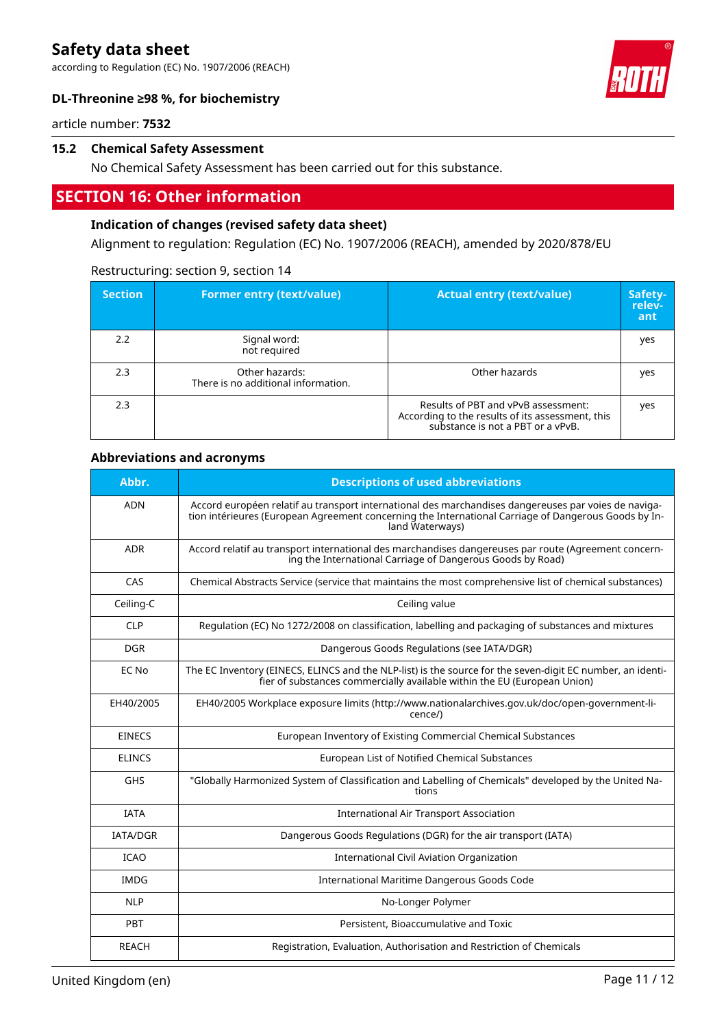### 15.2 Chemical Safety Assessment

No Chemical Safety Assessment has been carried out for this substance.

## SECTION 16: Other information

### Indication of changes (revised safety data sheet)

Alignment to regulation: Regulation (EC) No. 1907/2006 (REACH), amended by 2020/878/EU

Restructuring: section 9, section 14

| Section | Former entry (text/value) | Actual entry (text/value) | Safety-relevant |
|---|---|---|---|
| 2.2 | Signal word: not required | | yes |
| 2.3 | Other hazards: There is no additional information. | Other hazards | yes |
| 2.3 | | Results of PBT and vPvB assessment: According to the results of its assessment, this substance is not a PBT or a vPvB. | yes |

### Abbreviations and acronyms

| Abbr. | Descriptions of used abbreviations |
|---|---|
| ADN | Accord européen relatif au transport international des marchandises dangereuses par voies de navigation intérieures (European Agreement concerning the International Carriage of Dangerous Goods by Inland Waterways) |
| ADR | Accord relatif au transport international des marchandises dangereuses par route (Agreement concerning the International Carriage of Dangerous Goods by Road) |
| CAS | Chemical Abstracts Service (service that maintains the most comprehensive list of chemical substances) |
| Ceiling-C | Ceiling value |
| CLP | Regulation (EC) No 1272/2008 on classification, labelling and packaging of substances and mixtures |
| DGR | Dangerous Goods Regulations (see IATA/DGR) |
| EC No | The EC Inventory (EINECS, ELINCS and the NLP-list) is the source for the seven-digit EC number, an identifier of substances commercially available within the EU (European Union) |
| EH40/2005 | EH40/2005 Workplace exposure limits (http://www.nationalarchives.gov.uk/doc/open-government-licence/) |
| EINECS | European Inventory of Existing Commercial Chemical Substances |
| ELINCS | European List of Notified Chemical Substances |
| GHS | "Globally Harmonized System of Classification and Labelling of Chemicals" developed by the United Nations |
| IATA | International Air Transport Association |
| IATA/DGR | Dangerous Goods Regulations (DGR) for the air transport (IATA) |
| ICAO | International Civil Aviation Organization |
| IMDG | International Maritime Dangerous Goods Code |
| NLP | No-Longer Polymer |
| PBT | Persistent, Bioaccumulative and Toxic |
| REACH | Registration, Evaluation, Authorisation and Restriction of Chemicals |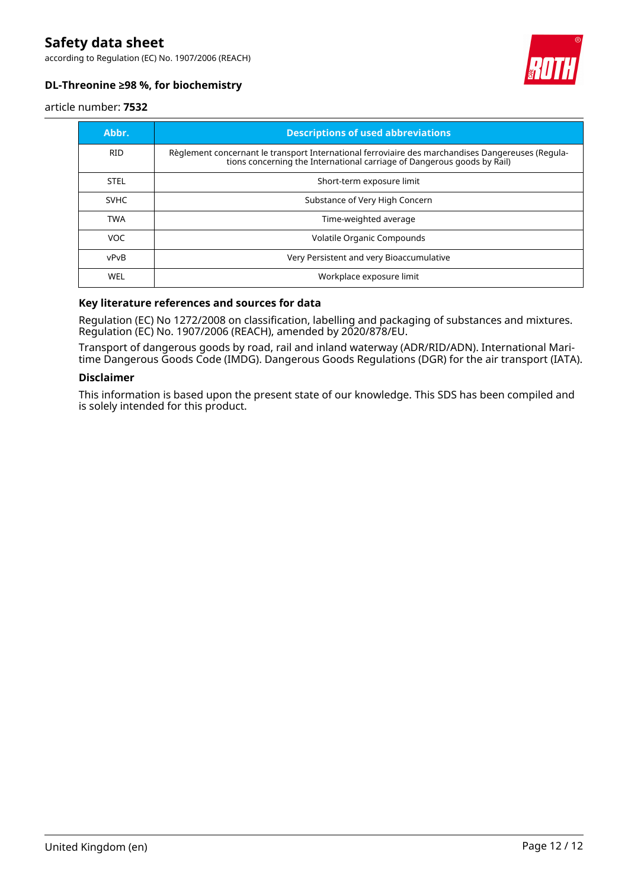| Abbr. | Descriptions of used abbreviations |
|---|---|
| RID | Règlement concernant le transport International ferroviaire des marchandises Dangereuses (Regulations concerning the International carriage of Dangerous goods by Rail) |
| STEL | Short-term exposure limit |
| SVHC | Substance of Very High Concern |
| TWA | Time-weighted average |
| VOC | Volatile Organic Compounds |
| vPvB | Very Persistent and very Bioaccumulative |
| WEL | Workplace exposure limit |

### Key literature references and sources for data

Regulation (EC) No 1272/2008 on classification, labelling and packaging of substances and mixtures. Regulation (EC) No. 1907/2006 (REACH), amended by 2020/878/EU.

Transport of dangerous goods by road, rail and inland waterway (ADR/RID/ADN). International Maritime Dangerous Goods Code (IMDG). Dangerous Goods Regulations (DGR) for the air transport (IATA).

### Disclaimer

This information is based upon the present state of our knowledge. This SDS has been compiled and is solely intended for this product.